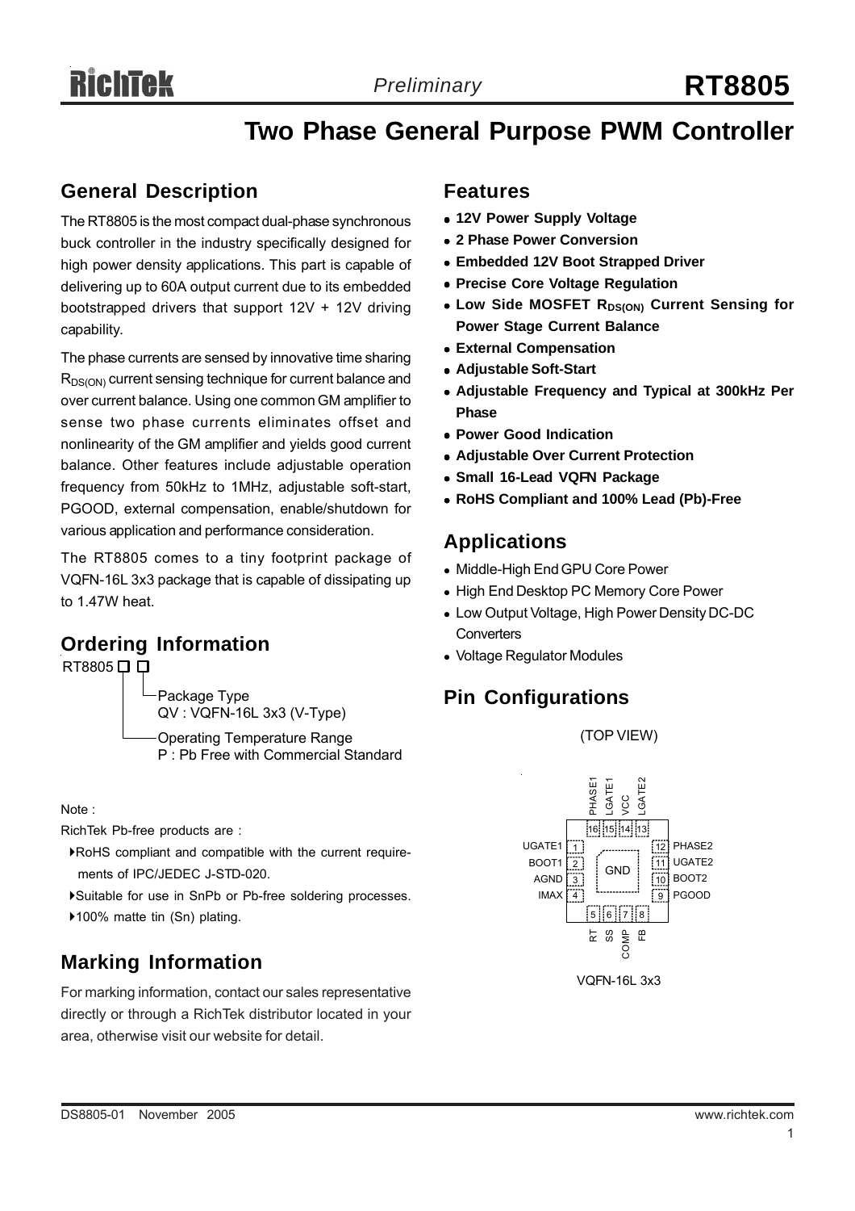# RT8805

*Preliminary*

## Two Phase General Purpose PWM Controller

## General Description

The RT8805 is the most compact dual-phase synchronous buck controller in the industry specifically designed for high power density applications. This part is capable of delivering up to 60A output current due to its embedded bootstrapped drivers that support 12V + 12V driving capability.

The phase currents are sensed by innovative time sharing $R_{DS(ON)}$ current sensing technique for current balance and over current balance. Using one common GM amplifier to sense two phase currents eliminates offset and nonlinearity of the GM amplifier and yields good current balance. Other features include adjustable operation frequency from 50kHz to 1MHz, adjustable soft-start, PGOOD, external compensation, enable/shutdown for various application and performance consideration.

The RT8805 comes to a tiny footprint package of VQFN-16L 3x3 package that is capable of dissipating up to 1.47W heat.

## Ordering Information

RT8805 □ □

- Package Type
  QV : VQFN-16L 3x3 (V-Type)
- Operating Temperature Range
  P : Pb Free with Commercial Standard

Note :

RichTek Pb-free products are :

- RoHS compliant and compatible with the current requirements of IPC/JEDEC J-STD-020.
- Suitable for use in SnPb or Pb-free soldering processes.
- 100% matte tin (Sn) plating.

## Marking Information

For marking information, contact our sales representative directly or through a RichTek distributor located in your area, otherwise visit our website for detail.

## Features

- **12V Power Supply Voltage**
- **2 Phase Power Conversion**
- **Embedded 12V Boot Strapped Driver**
- **Precise Core Voltage Regulation**
- **Low Side MOSFET $R_{DS(ON)}$ Current Sensing for Power Stage Current Balance**
- **External Compensation**
- **Adjustable Soft-Start**
- **Adjustable Frequency and Typical at 300kHz Per Phase**
- **Power Good Indication**
- **Adjustable Over Current Protection**
- **Small 16-Lead VQFN Package**
- **RoHS Compliant and 100% Lead (Pb)-Free**

## Applications

- Middle-High End GPU Core Power
- High End Desktop PC Memory Core Power
- Low Output Voltage, High Power Density DC-DC Converters
- Voltage Regulator Modules

## Pin Configurations

(TOP VIEW)

PHASE1 LGATE1 VCC LGATE2
16 15 14 13

UGATE1 1 12 PHASE2
BOOT1 2 11 UGATE2
AGND 3 GND 10 BOOT2
IMAX 4 9 PGOOD

5 6 7 8
RT SS COMP FB

VQFN-16L 3x3

DS8805-01 November 2005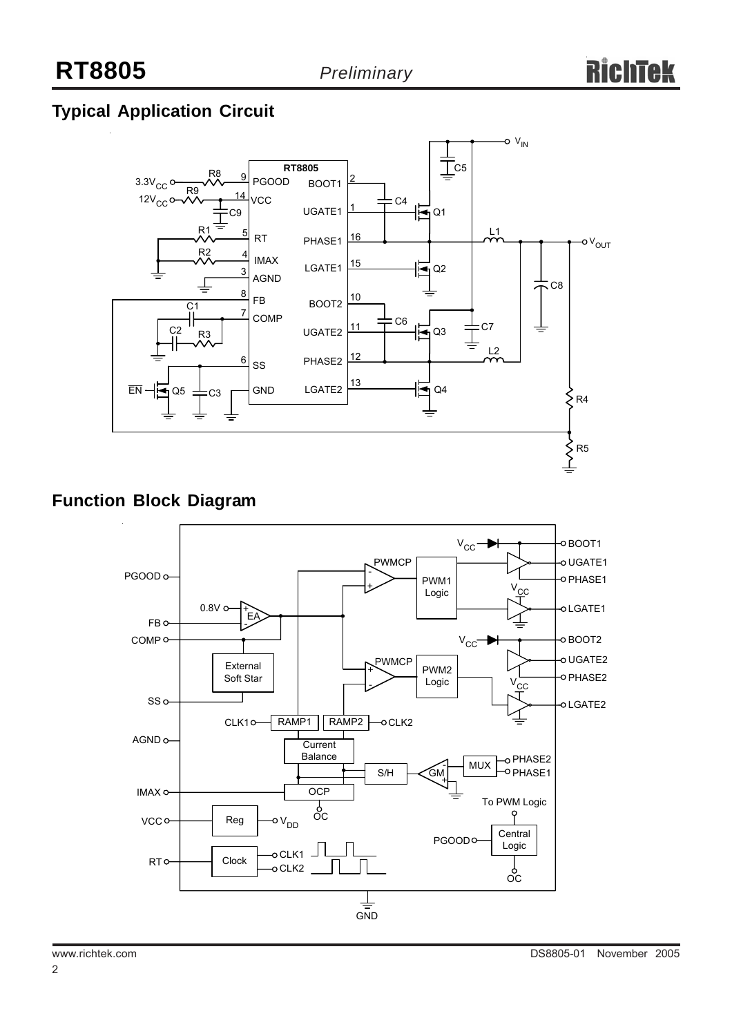## Typical Application Circuit

RT8805

3.3$V_{CC}$ R8 9 PGOOD BOOT1 2 C4 Q1

12$V_{CC}$ R9 14 VCC C9 UGATE1 1

R1 5 RT PHASE1 16 L1 $V_{OUT}$

R2 4 IMAX LGATE1 15 Q2

3 AGND C8

8 FB BOOT2 10

C1 7 COMP C6

C2 R3 UGATE2 11 Q3 C7

L2

6 SS PHASE2 12

$\overline{EN}$ Q5 C3 GND LGATE2 13 Q4

R4

R5

$V_{IN}$ C5

## Function Block Diagram

PGOOD

FB

COMP

SS

AGND

IMAX

VCC

RT

0.8V

EA

External Soft Star

PWMCP

PWM1 Logic

PWMCP

PWM2 Logic

$V_{CC}$

BOOT1

UGATE1

PHASE1

LGATE1

BOOT2

UGATE2

PHASE2

LGATE2

CLK1 RAMP1 RAMP2 CLK2

Current Balance

S/H

GM

MUX

PHASE2

PHASE1

OCP

OC

Reg

$V_{DD}$

To PWM Logic

PGOOD

Central Logic

OC

Clock

CLK1

CLK2

GND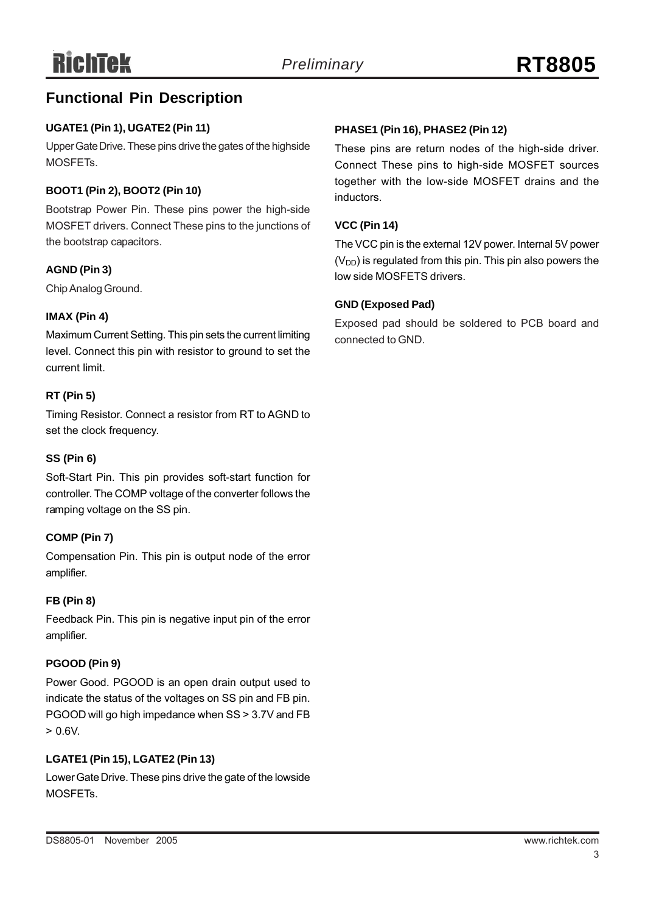## Functional Pin Description

### UGATE1 (Pin 1), UGATE2 (Pin 11)

Upper Gate Drive. These pins drive the gates of the highside MOSFETs.

### BOOT1 (Pin 2), BOOT2 (Pin 10)

Bootstrap Power Pin. These pins power the high-side MOSFET drivers. Connect These pins to the junctions of the bootstrap capacitors.

### AGND (Pin 3)

Chip Analog Ground.

### IMAX (Pin 4)

Maximum Current Setting. This pin sets the current limiting level. Connect this pin with resistor to ground to set the current limit.

### RT (Pin 5)

Timing Resistor. Connect a resistor from RT to AGND to set the clock frequency.

### SS (Pin 6)

Soft-Start Pin. This pin provides soft-start function for controller. The COMP voltage of the converter follows the ramping voltage on the SS pin.

### COMP (Pin 7)

Compensation Pin. This pin is output node of the error amplifier.

### FB (Pin 8)

Feedback Pin. This pin is negative input pin of the error amplifier.

### PGOOD (Pin 9)

Power Good. PGOOD is an open drain output used to indicate the status of the voltages on SS pin and FB pin. PGOOD will go high impedance when SS > 3.7V and FB > 0.6V.

### LGATE1 (Pin 15), LGATE2 (Pin 13)

Lower Gate Drive. These pins drive the gate of the lowside MOSFETs.

### PHASE1 (Pin 16), PHASE2 (Pin 12)

These pins are return nodes of the high-side driver. Connect These pins to high-side MOSFET sources together with the low-side MOSFET drains and the inductors.

### VCC (Pin 14)

The VCC pin is the external 12V power. Internal 5V power ($V_{DD}$) is regulated from this pin. This pin also powers the low side MOSFETS drivers.

### GND (Exposed Pad)

Exposed pad should be soldered to PCB board and connected to GND.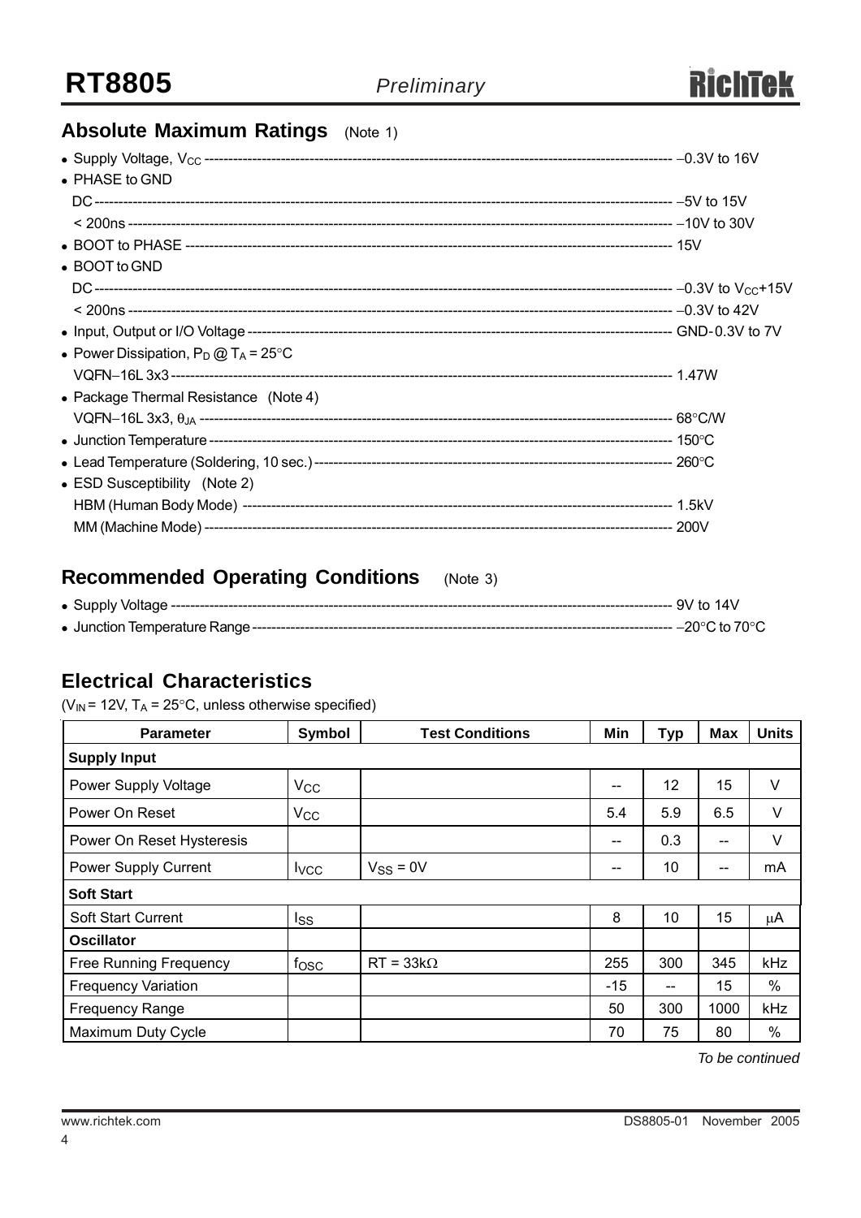## Absolute Maximum Ratings (Note 1)

- Supply Voltage, $V_{CC}$ ---------- −0.3V to 16V
- PHASE to GND
  - DC ---------- −5V to 15V
  - < 200ns ---------- −10V to 30V
- BOOT to PHASE ---------- 15V
- BOOT to GND
  - DC ---------- −0.3V to $V_{CC}$+15V
  - < 200ns ---------- −0.3V to 42V
- Input, Output or I/O Voltage ---------- GND-0.3V to 7V
- Power Dissipation, $P_D$ @ $T_A$ = 25°C
  - VQFN−16L 3x3 ---------- 1.47W
- Package Thermal Resistance (Note 4)
  - VQFN−16L 3x3, $\theta_{JA}$ ---------- 68°C/W
- Junction Temperature ---------- 150°C
- Lead Temperature (Soldering, 10 sec.) ---------- 260°C
- ESD Susceptibility (Note 2)
  - HBM (Human Body Mode) ---------- 1.5kV
  - MM (Machine Mode) ---------- 200V

## Recommended Operating Conditions (Note 3)

- Supply Voltage ---------- 9V to 14V
- Junction Temperature Range ---------- −20°C to 70°C

## Electrical Characteristics

($V_{IN}$ = 12V, $T_A$ = 25°C, unless otherwise specified)

| Parameter | Symbol | Test Conditions | Min | Typ | Max | Units |
|---|---|---|---|---|---|---|
| **Supply Input** | | | | | | |
| Power Supply Voltage | $V_{CC}$ | | -- | 12 | 15 | V |
| Power On Reset | $V_{CC}$ | | 5.4 | 5.9 | 6.5 | V |
| Power On Reset Hysteresis | | | -- | 0.3 | -- | V |
| Power Supply Current | $I_{VCC}$ | $V_{SS}$ = 0V | -- | 10 | -- | mA |
| **Soft Start** | | | | | | |
| Soft Start Current | $I_{SS}$ | | 8 | 10 | 15 | μA |
| **Oscillator** | | | | | | |
| Free Running Frequency | $f_{OSC}$ | RT = 33kΩ | 255 | 300 | 345 | kHz |
| Frequency Variation | | | -15 | -- | 15 | % |
| Frequency Range | | | 50 | 300 | 1000 | kHz |
| Maximum Duty Cycle | | | 70 | 75 | 80 | % |

*To be continued*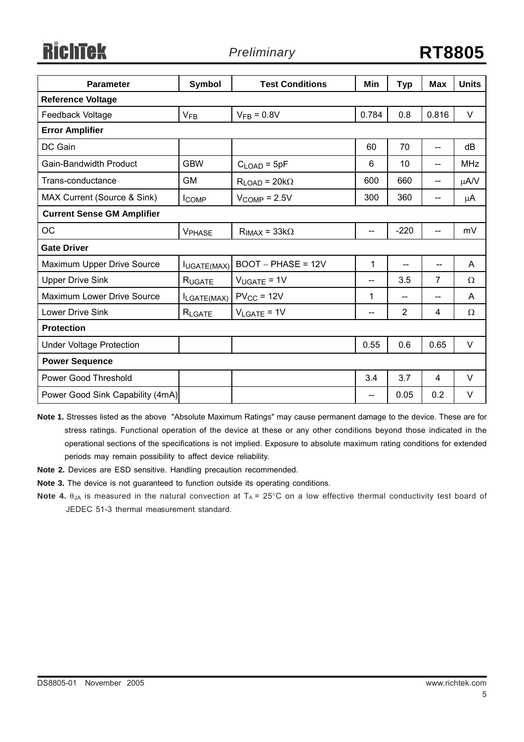| Parameter | Symbol | Test Conditions | Min | Typ | Max | Units |
|---|---|---|---|---|---|---|
| **Reference Voltage** | | | | | | |
| Feedback Voltage | $V_{FB}$ | $V_{FB}$ = 0.8V | 0.784 | 0.8 | 0.816 | V |
| **Error Amplifier** | | | | | | |
| DC Gain | | | 60 | 70 | -- | dB |
| Gain-Bandwidth Product | GBW | $C_{LOAD}$ = 5pF | 6 | 10 | -- | MHz |
| Trans-conductance | GM | $R_{LOAD}$ = 20kΩ | 600 | 660 | -- | μA/V |
| MAX Current (Source & Sink) | $I_{COMP}$ | $V_{COMP}$ = 2.5V | 300 | 360 | -- | μA |
| **Current Sense GM Amplifier** | | | | | | |
| OC | $V_{PHASE}$ | $R_{IMAX}$ = 33kΩ | -- | -220 | -- | mV |
| **Gate Driver** | | | | | | |
| Maximum Upper Drive Source | $I_{UGATE(MAX)}$ | BOOT − PHASE = 12V | 1 | -- | -- | A |
| Upper Drive Sink | $R_{UGATE}$ | $V_{UGATE}$ = 1V | -- | 3.5 | 7 | Ω |
| Maximum Lower Drive Source | $I_{LGATE(MAX)}$ | $PV_{CC}$ = 12V | 1 | -- | -- | A |
| Lower Drive Sink | $R_{LGATE}$ | $V_{LGATE}$ = 1V | -- | 2 | 4 | Ω |
| **Protection** | | | | | | |
| Under Voltage Protection | | | 0.55 | 0.6 | 0.65 | V |
| **Power Sequence** | | | | | | |
| Power Good Threshold | | | 3.4 | 3.7 | 4 | V |
| Power Good Sink Capability (4mA) | | | -- | 0.05 | 0.2 | V |

**Note 1.** Stresses listed as the above "Absolute Maximum Ratings" may cause permanent damage to the device. These are for stress ratings. Functional operation of the device at these or any other conditions beyond those indicated in the operational sections of the specifications is not implied. Exposure to absolute maximum rating conditions for extended periods may remain possibility to affect device reliability.

**Note 2.** Devices are ESD sensitive. Handling precaution recommended.

**Note 3.** The device is not guaranteed to function outside its operating conditions.

**Note 4.** $\theta_{JA}$ is measured in the natural convection at $T_A$ = 25°C on a low effective thermal conductivity test board of JEDEC 51-3 thermal measurement standard.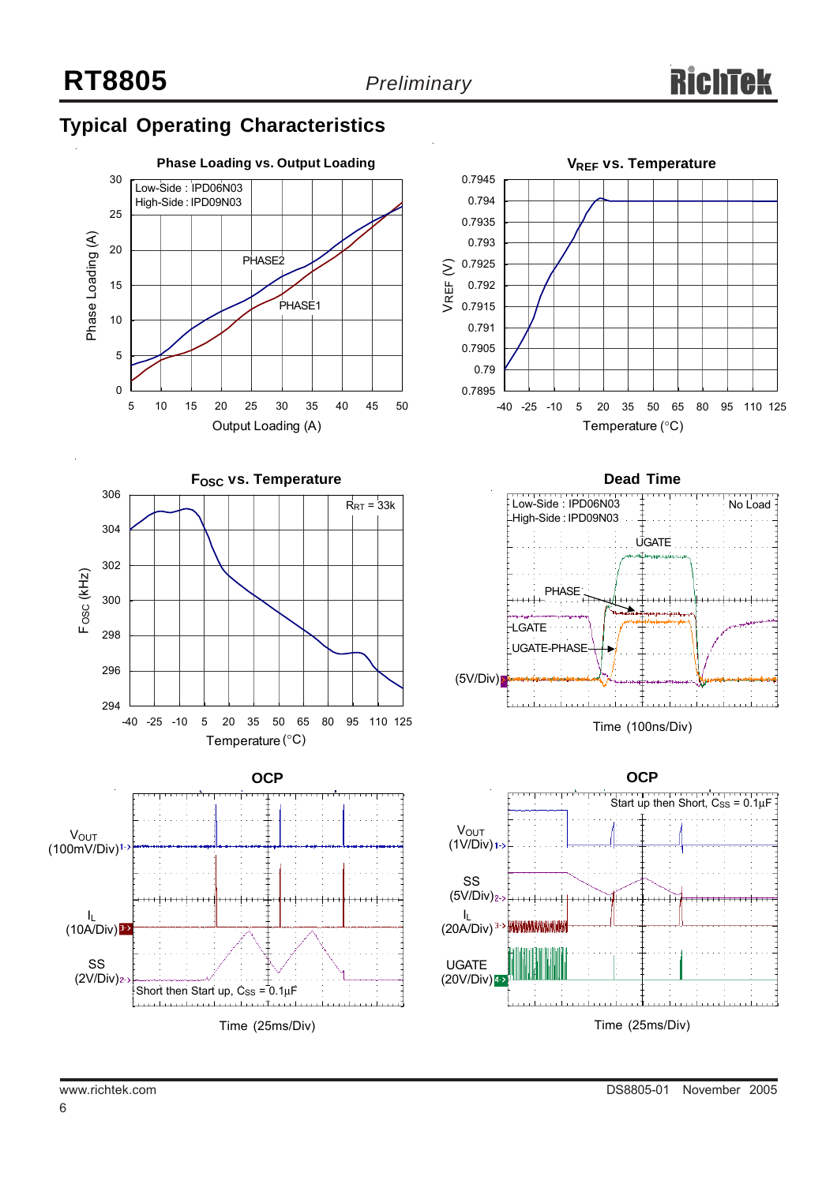## Typical Operating Characteristics

**Phase Loading vs. Output Loading**

Low-Side : IPD06N03
High-Side : IPD09N03

Phase Loading (A)
30
25
20
15
10
5
0

PHASE2
PHASE1

5 10 15 20 25 30 35 40 45 50
Output Loading (A)

**$V_{REF}$ vs. Temperature**

VREF (V)
0.7945
0.794
0.7935
0.793
0.7925
0.792
0.7915
0.791
0.7905
0.79
0.7895

-40 -25 -10 5 20 35 50 65 80 95 110 125
Temperature (°C)

**$F_{OSC}$ vs. Temperature**

$R_{RT}$ = 33k

FOSC (kHz)
306
304
302
300
298
296
294

-40 -25 -10 5 20 35 50 65 80 95 110 125
Temperature (°C)

**Dead Time**

Low-Side : IPD06N03
High-Side : IPD09N03
No Load

UGATE
PHASE
LGATE
UGATE-PHASE
(5V/Div)

Time (100ns/Div)

**OCP**

$V_{OUT}$ (100mV/Div)
$I_L$ (10A/Div)
SS (2V/Div)

Short then Start up, $C_{SS}$ = 0.1μF

Time (25ms/Div)

**OCP**

Start up then Short, $C_{SS}$ = 0.1μF

$V_{OUT}$ (1V/Div)
SS (5V/Div)
$I_L$ (20A/Div)
UGATE (20V/Div)

Time (25ms/Div)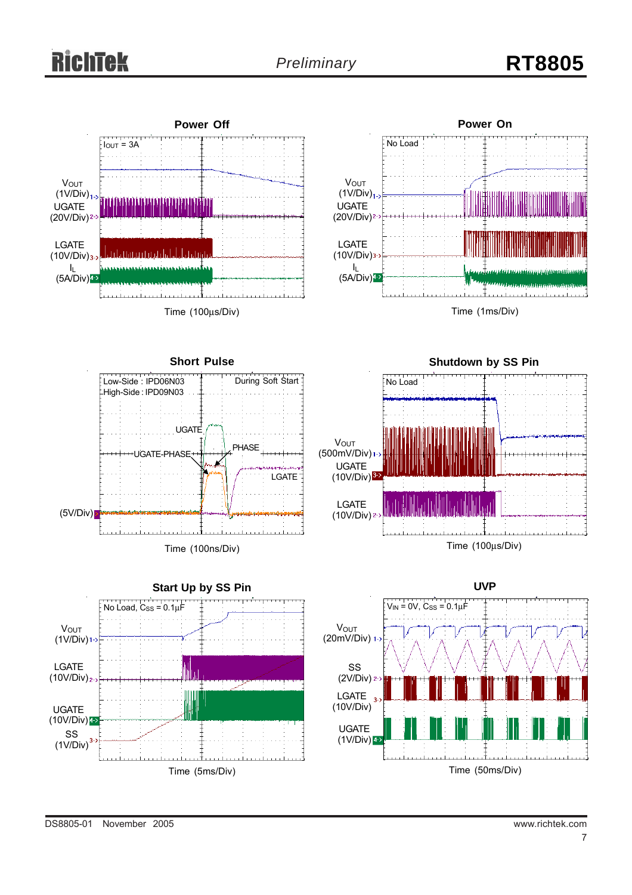### Power Off

$I_{OUT}$ = 3A

$V_{OUT}$ (1V/Div)

UGATE (20V/Div)

LGATE (10V/Div)

$I_L$ (5A/Div)

Time (100μs/Div)

### Power On

No Load

$V_{OUT}$ (1V/Div)

UGATE (20V/Div)

LGATE (10V/Div)

$I_L$ (5A/Div)

Time (1ms/Div)

### Short Pulse

Low-Side : IPD06N03
High-Side : IPD09N03

During Soft Start

UGATE

UGATE-PHASE

PHASE

LGATE

(5V/Div)

Time (100ns/Div)

### Shutdown by SS Pin

No Load

$V_{OUT}$ (500mV/Div)

UGATE (10V/Div)

LGATE (10V/Div)

Time (100μs/Div)

### Start Up by SS Pin

No Load, $C_{SS}$ = 0.1μF

$V_{OUT}$ (1V/Div)

LGATE (10V/Div)

UGATE (10V/Div)

SS (1V/Div)

Time (5ms/Div)

### UVP

$V_{IN}$ = 0V, $C_{SS}$ = 0.1μF

$V_{OUT}$ (20mV/Div)

SS (2V/Div)

LGATE (10V/Div)

UGATE (1V/Div)

Time (50ms/Div)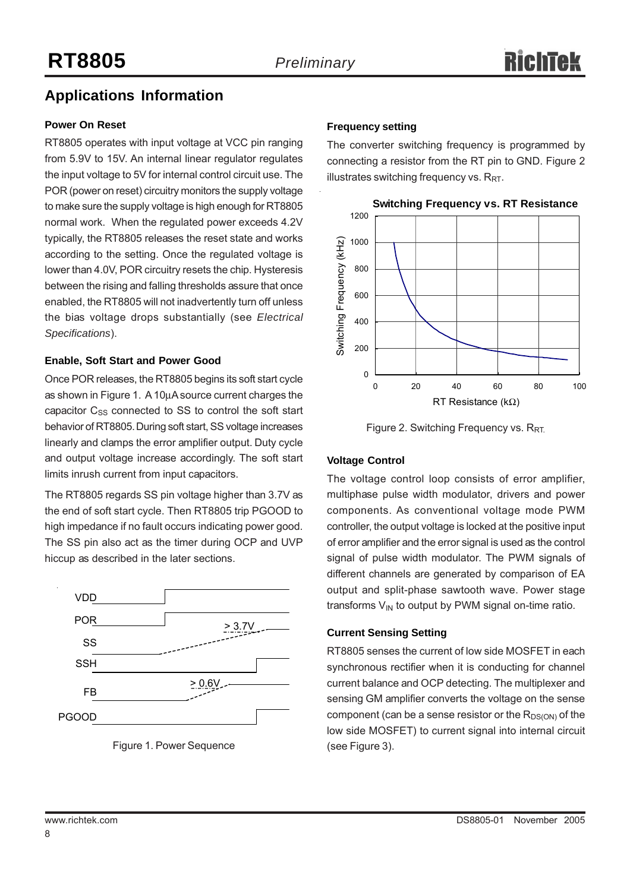## Applications Information

### Power On Reset

RT8805 operates with input voltage at VCC pin ranging from 5.9V to 15V. An internal linear regulator regulates the input voltage to 5V for internal control circuit use. The POR (power on reset) circuitry monitors the supply voltage to make sure the supply voltage is high enough for RT8805 normal work. When the regulated power exceeds 4.2V typically, the RT8805 releases the reset state and works according to the setting. Once the regulated voltage is lower than 4.0V, POR circuitry resets the chip. Hysteresis between the rising and falling thresholds assure that once enabled, the RT8805 will not inadvertently turn off unless the bias voltage drops substantially (see *Electrical Specifications*).

### Enable, Soft Start and Power Good

Once POR releases, the RT8805 begins its soft start cycle as shown in Figure 1. A 10μA source current charges the capacitor $C_{SS}$ connected to SS to control the soft start behavior of RT8805. During soft start, SS voltage increases linearly and clamps the error amplifier output. Duty cycle and output voltage increase accordingly. The soft start limits inrush current from input capacitors.

The RT8805 regards SS pin voltage higher than 3.7V as the end of soft start cycle. Then RT8805 trip PGOOD to high impedance if no fault occurs indicating power good. The SS pin also act as the timer during OCP and UVP hiccup as described in the later sections.

VDD
POR
SS
> 3.7V
SSH
FB
> 0.6V
PGOOD

Figure 1. Power Sequence

### Frequency setting

The converter switching frequency is programmed by connecting a resistor from the RT pin to GND. Figure 2 illustrates switching frequency vs. $R_{RT}$.

Switching Frequency vs. RT Resistance

Switching Frequency (kHz)
0
200
400
600
800
1000
1200

RT Resistance (kΩ)
0
20
40
60
80
100

Figure 2. Switching Frequency vs. $R_{RT}$.

### Voltage Control

The voltage control loop consists of error amplifier, multiphase pulse width modulator, drivers and power components. As conventional voltage mode PWM controller, the output voltage is locked at the positive input of error amplifier and the error signal is used as the control signal of pulse width modulator. The PWM signals of different channels are generated by comparison of EA output and split-phase sawtooth wave. Power stage transforms $V_{IN}$ to output by PWM signal on-time ratio.

### Current Sensing Setting

RT8805 senses the current of low side MOSFET in each synchronous rectifier when it is conducting for channel current balance and OCP detecting. The multiplexer and sensing GM amplifier converts the voltage on the sense component (can be a sense resistor or the $R_{DS(ON)}$ of the low side MOSFET) to current signal into internal circuit (see Figure 3).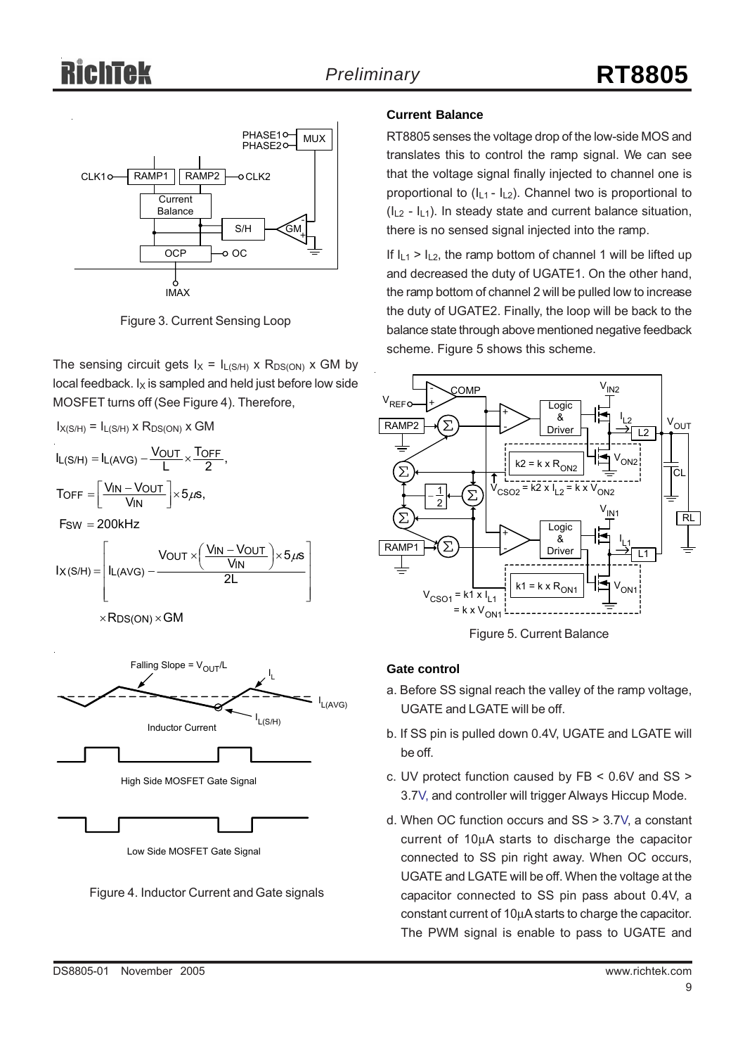PHASE1
PHASE2
MUX
CLK1
RAMP1
RAMP2
CLK2
Current Balance
S/H
GM
OCP
OC
IMAX

Figure 3. Current Sensing Loop

The sensing circuit gets $I_X = I_{L(S/H)} \times R_{DS(ON)} \times GM$ by local feedback. $I_X$ is sampled and held just before low side MOSFET turns off (See Figure 4). Therefore,

$$I_{X(S/H)} = I_{L(S/H)} \times R_{DS(ON)} \times GM$$

$$I_{L(S/H)} = I_{L(AVG)} - \frac{V_{OUT}}{L} \times \frac{T_{OFF}}{2},$$

$$T_{OFF} = \left[\frac{V_{IN} - V_{OUT}}{V_{IN}}\right] \times 5\mu s,$$

$$F_{SW} = 200kHz$$

$$I_{X(S/H)} = \left[ I_{L(AVG)} - \frac{V_{OUT} \times \left(\frac{V_{IN} - V_{OUT}}{V_{IN}}\right) \times 5\mu s}{2L} \right] \times R_{DS(ON)} \times GM$$

Falling Slope = $V_{OUT}/L$
$I_L$
$I_{L(AVG)}$
$I_{L(S/H)}$
Inductor Current
High Side MOSFET Gate Signal
Low Side MOSFET Gate Signal

Figure 4. Inductor Current and Gate signals

**Current Balance**

RT8805 senses the voltage drop of the low-side MOS and translates this to control the ramp signal. We can see that the voltage signal finally injected to channel one is proportional to ($I_{L1}$ - $I_{L2}$). Channel two is proportional to ($I_{L2}$ - $I_{L1}$). In steady state and current balance situation, there is no sensed signal injected into the ramp.

If $I_{L1} > I_{L2}$, the ramp bottom of channel 1 will be lifted up and decreased the duty of UGATE1. On the other hand, the ramp bottom of channel 2 will be pulled low to increase the duty of UGATE2. Finally, the loop will be back to the balance state through above mentioned negative feedback scheme. Figure 5 shows this scheme.

COMP
$V_{REF}$
$V_{IN2}$
RAMP2
Logic & Driver
$I_{L2}$
L2
$V_{OUT}$
$k2 = k \times R_{ON2}$
$V_{ON2}$
CL
$-\frac{1}{2}$
$V_{CSO2} = k2 \times I_{L2} = k \times V_{ON2}$
$V_{IN1}$
RL
RAMP1
Logic & Driver
$I_{L1}$
L1
$k1 = k \times R_{ON1}$
$V_{ON1}$
$V_{CSO1} = k1 \times I_{L1} = k \times V_{ON1}$

Figure 5. Current Balance

**Gate control**

a. Before SS signal reach the valley of the ramp voltage, UGATE and LGATE will be off.

b. If SS pin is pulled down 0.4V, UGATE and LGATE will be off.

c. UV protect function caused by FB < 0.6V and SS > 3.7V, and controller will trigger Always Hiccup Mode.

d. When OC function occurs and SS > 3.7V, a constant current of 10μA starts to discharge the capacitor connected to SS pin right away. When OC occurs, UGATE and LGATE will be off. When the voltage at the capacitor connected to SS pin pass about 0.4V, a constant current of 10μA starts to charge the capacitor. The PWM signal is enable to pass to UGATE and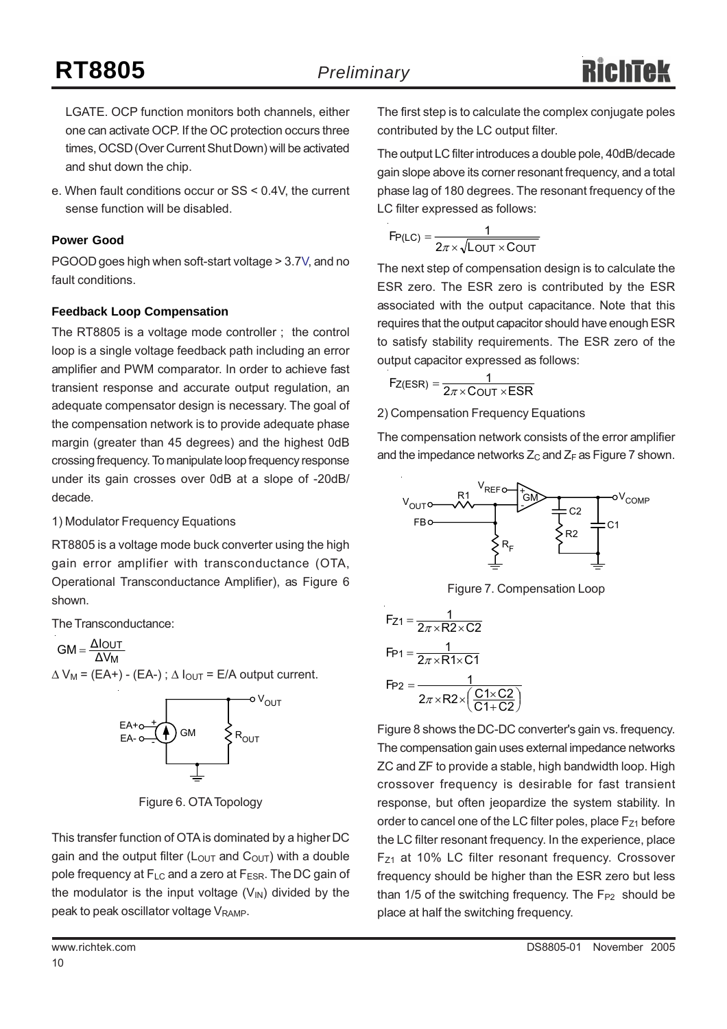LGATE. OCP function monitors both channels, either one can activate OCP. If the OC protection occurs three times, OCSD (Over Current Shut Down) will be activated and shut down the chip.

e. When fault conditions occur or SS < 0.4V, the current sense function will be disabled.

### Power Good

PGOOD goes high when soft-start voltage > 3.7V, and no fault conditions.

### Feedback Loop Compensation

The RT8805 is a voltage mode controller ; the control loop is a single voltage feedback path including an error amplifier and PWM comparator. In order to achieve fast transient response and accurate output regulation, an adequate compensator design is necessary. The goal of the compensation network is to provide adequate phase margin (greater than 45 degrees) and the highest 0dB crossing frequency. To manipulate loop frequency response under its gain crosses over 0dB at a slope of -20dB/ decade.

1) Modulator Frequency Equations

RT8805 is a voltage mode buck converter using the high gain error amplifier with transconductance (OTA, Operational Transconductance Amplifier), as Figure 6 shown.

The Transconductance:

$$GM = \frac{\Delta I_{OUT}}{\Delta V_M}$$

$\Delta V_M$ = (EA+) - (EA-) ; $\Delta I_{OUT}$ = E/A output current.

EA+
EA-
GM
$V_{OUT}$
$R_{OUT}$

Figure 6. OTA Topology

This transfer function of OTA is dominated by a higher DC gain and the output filter ($L_{OUT}$ and $C_{OUT}$) with a double pole frequency at $F_{LC}$ and a zero at $F_{ESR}$. The DC gain of the modulator is the input voltage ($V_{IN}$) divided by the peak to peak oscillator voltage $V_{RAMP}$.

The first step is to calculate the complex conjugate poles contributed by the LC output filter.

The output LC filter introduces a double pole, 40dB/decade gain slope above its corner resonant frequency, and a total phase lag of 180 degrees. The resonant frequency of the LC filter expressed as follows:

$$F_{P(LC)} = \frac{1}{2\pi \times \sqrt{L_{OUT} \times C_{OUT}}}$$

The next step of compensation design is to calculate the ESR zero. The ESR zero is contributed by the ESR associated with the output capacitance. Note that this requires that the output capacitor should have enough ESR to satisfy stability requirements. The ESR zero of the output capacitor expressed as follows:

$$F_{Z(ESR)} = \frac{1}{2\pi \times C_{OUT} \times ESR}$$

2) Compensation Frequency Equations

The compensation network consists of the error amplifier and the impedance networks $Z_C$ and $Z_F$ as Figure 7 shown.

$V_{OUT}$
R1
$V_{REF}$
GM
$V_{COMP}$
FB
C2
R2
C1
$R_F$

Figure 7. Compensation Loop

$$F_{Z1} = \frac{1}{2\pi \times R2 \times C2}$$

$$F_{P1} = \frac{1}{2\pi \times R1 \times C1}$$

$$F_{P2} = \frac{1}{2\pi \times R2 \times \left(\frac{C1 \times C2}{C1 + C2}\right)}$$

Figure 8 shows the DC-DC converter's gain vs. frequency. The compensation gain uses external impedance networks ZC and ZF to provide a stable, high bandwidth loop. High crossover frequency is desirable for fast transient response, but often jeopardize the system stability. In order to cancel one of the LC filter poles, place $F_{Z1}$ before the LC filter resonant frequency. In the experience, place $F_{Z1}$ at 10% LC filter resonant frequency. Crossover frequency should be higher than the ESR zero but less than 1/5 of the switching frequency. The $F_{P2}$ should be place at half the switching frequency.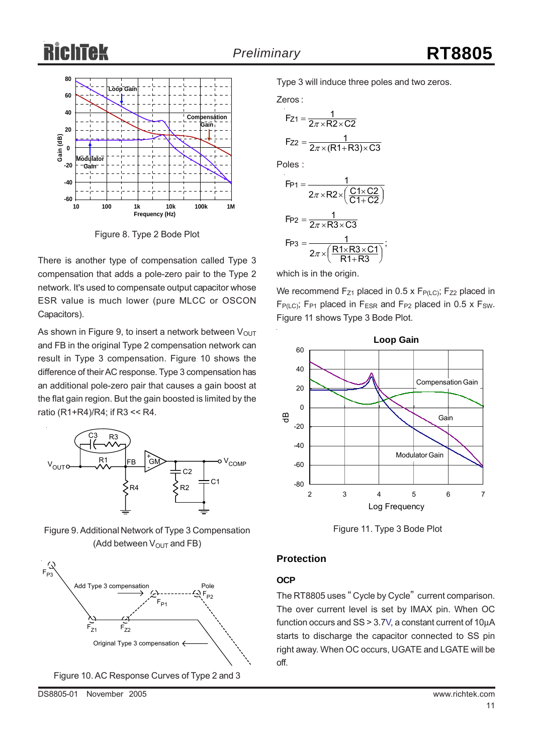80
60
40
20
0
-20
-40
-60
Gain (dB)
Loop Gain
Compensation Gain
Modulator Gain
10
100
1k
10k
100k
1M
Frequency (Hz)

Figure 8. Type 2 Bode Plot

There is another type of compensation called Type 3 compensation that adds a pole-zero pair to the Type 2 network. It's used to compensate output capacitor whose ESR value is much lower (pure MLCC or OSCON Capacitors).

As shown in Figure 9, to insert a network between $V_{OUT}$ and FB in the original Type 2 compensation network can result in Type 3 compensation. Figure 10 shows the difference of their AC response. Type 3 compensation has an additional pole-zero pair that causes a gain boost at the flat gain region. But the gain boosted is limited by the ratio (R1+R4)/R4; if R3 << R4.

C3
R3
R1
$V_{OUT}$
FB
GM
R4
C2
R2
C1
$V_{COMP}$

Figure 9. Additional Network of Type 3 Compensation (Add between $V_{OUT}$ and FB)

$F_{P3}$
Add Type 3 compensation
Pole
$F_{P2}$
$F_{P1}$
$F_{Z1}$
$F_{Z2}$
Original Type 3 compensation

Figure 10. AC Response Curves of Type 2 and 3

Type 3 will induce three poles and two zeros.

Zeros :

$$F_{Z1} = \frac{1}{2\pi \times R2 \times C2}$$

$$F_{Z2} = \frac{1}{2\pi \times (R1 + R3) \times C3}$$

Poles :

$$F_{P1} = \frac{1}{2\pi \times R2 \times \left(\frac{C1 \times C2}{C1 + C2}\right)}$$

$$F_{P2} = \frac{1}{2\pi \times R3 \times C3}$$

$$F_{P3} = \frac{1}{2\pi \times \left(\frac{R1 \times R3 \times C1}{R1 + R3}\right)};$$

which is in the origin.

We recommend $F_{Z1}$ placed in 0.5 x $F_{P(LC)}$; $F_{Z2}$ placed in $F_{P(LC)}$; $F_{P1}$ placed in $F_{ESR}$ and $F_{P2}$ placed in 0.5 x $F_{SW}$. Figure 11 shows Type 3 Bode Plot.

Loop Gain
60
40
20
0
-20
-40
-60
-80
dB
Compensation Gain
Gain
Modulator Gain
2
3
4
5
6
7
Log Frequency

Figure 11. Type 3 Bode Plot

## Protection

### OCP

The RT8805 uses "Cycle by Cycle" current comparison. The over current level is set by IMAX pin. When OC function occurs and SS > 3.7V, a constant current of 10μA starts to discharge the capacitor connected to SS pin right away. When OC occurs, UGATE and LGATE will be off.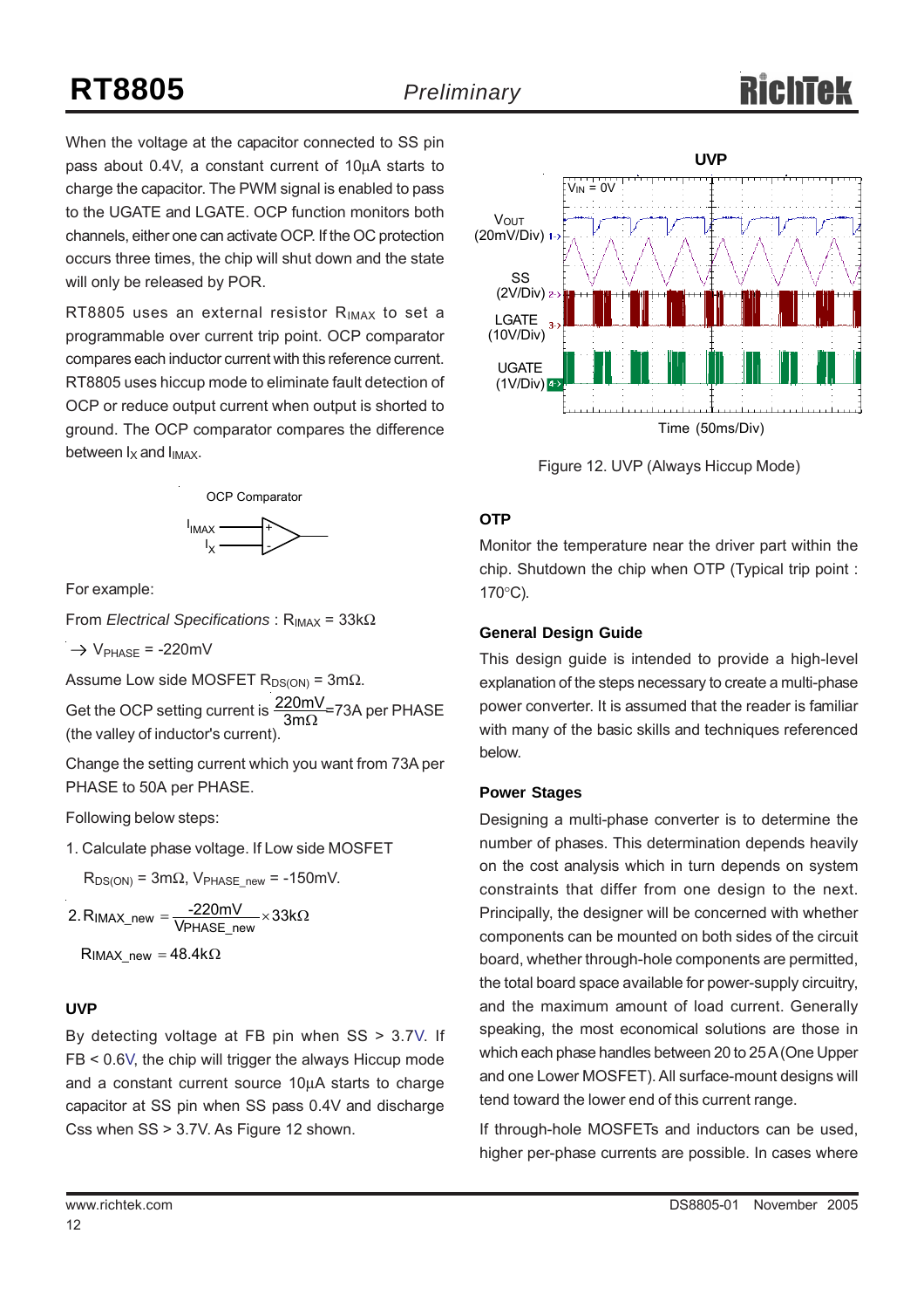When the voltage at the capacitor connected to SS pin pass about 0.4V, a constant current of 10μA starts to charge the capacitor. The PWM signal is enabled to pass to the UGATE and LGATE. OCP function monitors both channels, either one can activate OCP. If the OC protection occurs three times, the chip will shut down and the state will only be released by POR.

RT8805 uses an external resistor $R_{IMAX}$ to set a programmable over current trip point. OCP comparator compares each inductor current with this reference current. RT8805 uses hiccup mode to eliminate fault detection of OCP or reduce output current when output is shorted to ground. The OCP comparator compares the difference between $I_X$ and $I_{IMAX}$.

OCP Comparator

$I_{IMAX}$ +

$I_X$ -

For example:

From *Electrical Specifications* : $R_{IMAX}$ = 33kΩ

→ $V_{PHASE}$ = -220mV

Assume Low side MOSFET $R_{DS(ON)}$ = 3mΩ.

Get the OCP setting current is $\frac{220mV}{3m\Omega}$=73A per PHASE (the valley of inductor's current).

Change the setting current which you want from 73A per PHASE to 50A per PHASE.

Following below steps:

1. Calculate phase voltage. If Low side MOSFET $R_{DS(ON)}$ = 3mΩ, $V_{PHASE\_new}$ = -150mV.

2. $R_{IMAX\_new} = \frac{-220mV}{V_{PHASE\_new}} \times 33k\Omega$

$R_{IMAX\_new} = 48.4k\Omega$

### UVP

By detecting voltage at FB pin when SS > 3.7V. If FB < 0.6V, the chip will trigger the always Hiccup mode and a constant current source 10μA starts to charge capacitor at SS pin when SS pass 0.4V and discharge Css when SS > 3.7V. As Figure 12 shown.

UVP

$V_{IN}$ = 0V

$V_{OUT}$ (20mV/Div)

SS (2V/Div)

LGATE (10V/Div)

UGATE (1V/Div)

Time (50ms/Div)

Figure 12. UVP (Always Hiccup Mode)

### OTP

Monitor the temperature near the driver part within the chip. Shutdown the chip when OTP (Typical trip point : 170°C).

### General Design Guide

This design guide is intended to provide a high-level explanation of the steps necessary to create a multi-phase power converter. It is assumed that the reader is familiar with many of the basic skills and techniques referenced below.

### Power Stages

Designing a multi-phase converter is to determine the number of phases. This determination depends heavily on the cost analysis which in turn depends on system constraints that differ from one design to the next. Principally, the designer will be concerned with whether components can be mounted on both sides of the circuit board, whether through-hole components are permitted, the total board space available for power-supply circuitry, and the maximum amount of load current. Generally speaking, the most economical solutions are those in which each phase handles between 20 to 25A (One Upper and one Lower MOSFET). All surface-mount designs will tend toward the lower end of this current range.

If through-hole MOSFETs and inductors can be used, higher per-phase currents are possible. In cases where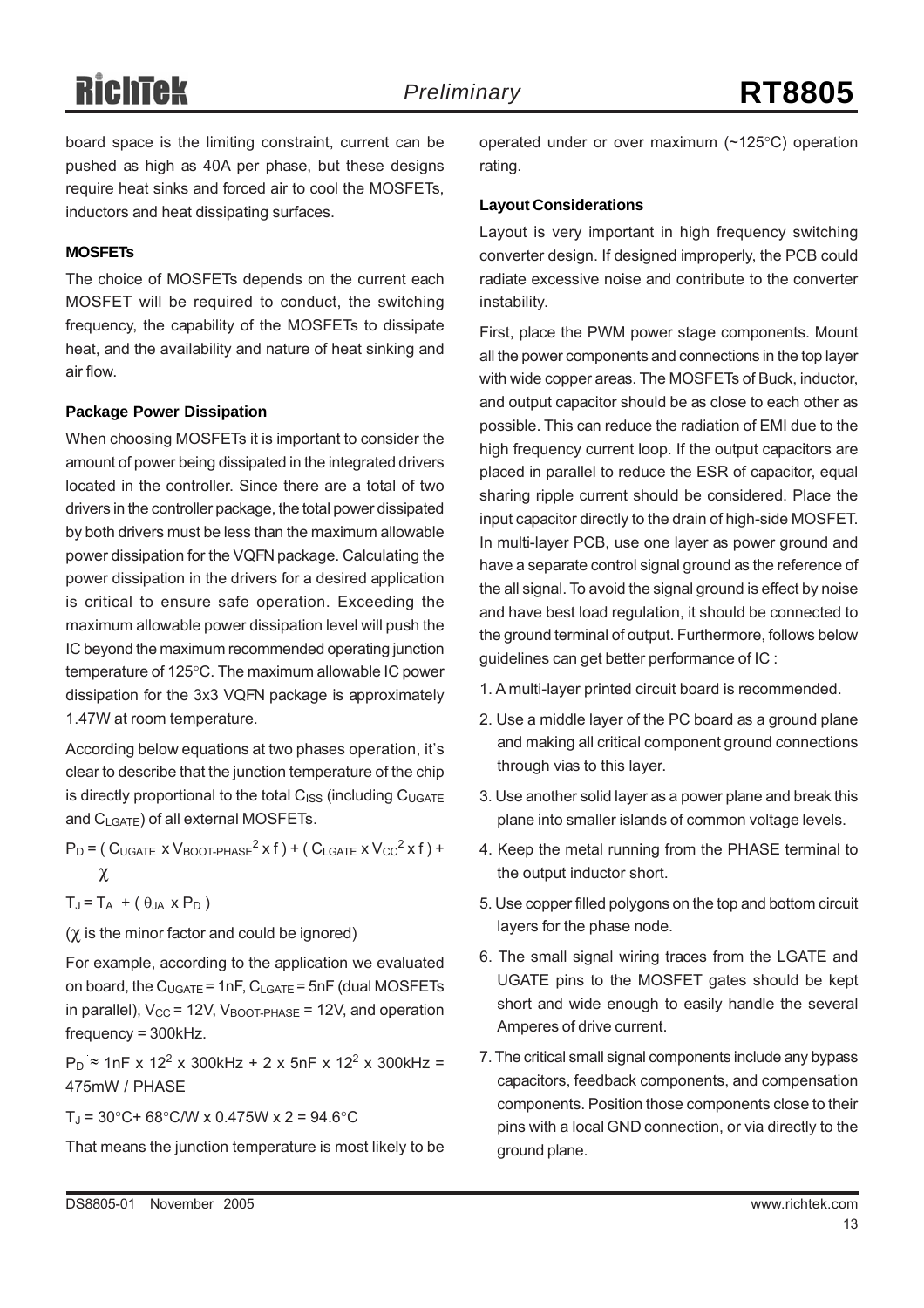board space is the limiting constraint, current can be pushed as high as 40A per phase, but these designs require heat sinks and forced air to cool the MOSFETs, inductors and heat dissipating surfaces.

#### MOSFETs

The choice of MOSFETs depends on the current each MOSFET will be required to conduct, the switching frequency, the capability of the MOSFETs to dissipate heat, and the availability and nature of heat sinking and air flow.

#### Package Power Dissipation

When choosing MOSFETs it is important to consider the amount of power being dissipated in the integrated drivers located in the controller. Since there are a total of two drivers in the controller package, the total power dissipated by both drivers must be less than the maximum allowable power dissipation for the VQFN package. Calculating the power dissipation in the drivers for a desired application is critical to ensure safe operation. Exceeding the maximum allowable power dissipation level will push the IC beyond the maximum recommended operating junction temperature of 125°C. The maximum allowable IC power dissipation for the 3x3 VQFN package is approximately 1.47W at room temperature.

According below equations at two phases operation, it's clear to describe that the junction temperature of the chip is directly proportional to the total $C_{ISS}$ (including $C_{UGATE}$ and $C_{LGATE}$) of all external MOSFETs.

$$P_D = ( C_{UGATE} \times V_{BOOT\text{-}PHASE}^2 \times f ) + ( C_{LGATE} \times V_{CC}^2 \times f ) + \chi$$

$$T_J = T_A + ( \theta_{JA} \times P_D )$$

($\chi$ is the minor factor and could be ignored)

For example, according to the application we evaluated on board, the $C_{UGATE}$ = 1nF, $C_{LGATE}$ = 5nF (dual MOSFETs in parallel), $V_{CC}$ = 12V, $V_{BOOT\text{-}PHASE}$ = 12V, and operation frequency = 300kHz.

$P_D \approx$ 1nF x $12^2$ x 300kHz + 2 x 5nF x $12^2$ x 300kHz = 475mW / PHASE

$T_J$ = 30°C+ 68°C/W x 0.475W x 2 = 94.6°C

That means the junction temperature is most likely to be operated under or over maximum (~125°C) operation rating.

#### Layout Considerations

Layout is very important in high frequency switching converter design. If designed improperly, the PCB could radiate excessive noise and contribute to the converter instability.

First, place the PWM power stage components. Mount all the power components and connections in the top layer with wide copper areas. The MOSFETs of Buck, inductor, and output capacitor should be as close to each other as possible. This can reduce the radiation of EMI due to the high frequency current loop. If the output capacitors are placed in parallel to reduce the ESR of capacitor, equal sharing ripple current should be considered. Place the input capacitor directly to the drain of high-side MOSFET. In multi-layer PCB, use one layer as power ground and have a separate control signal ground as the reference of the all signal. To avoid the signal ground is effect by noise and have best load regulation, it should be connected to the ground terminal of output. Furthermore, follows below guidelines can get better performance of IC :

1. A multi-layer printed circuit board is recommended.
2. Use a middle layer of the PC board as a ground plane and making all critical component ground connections through vias to this layer.
3. Use another solid layer as a power plane and break this plane into smaller islands of common voltage levels.
4. Keep the metal running from the PHASE terminal to the output inductor short.
5. Use copper filled polygons on the top and bottom circuit layers for the phase node.
6. The small signal wiring traces from the LGATE and UGATE pins to the MOSFET gates should be kept short and wide enough to easily handle the several Amperes of drive current.
7. The critical small signal components include any bypass capacitors, feedback components, and compensation components. Position those components close to their pins with a local GND connection, or via directly to the ground plane.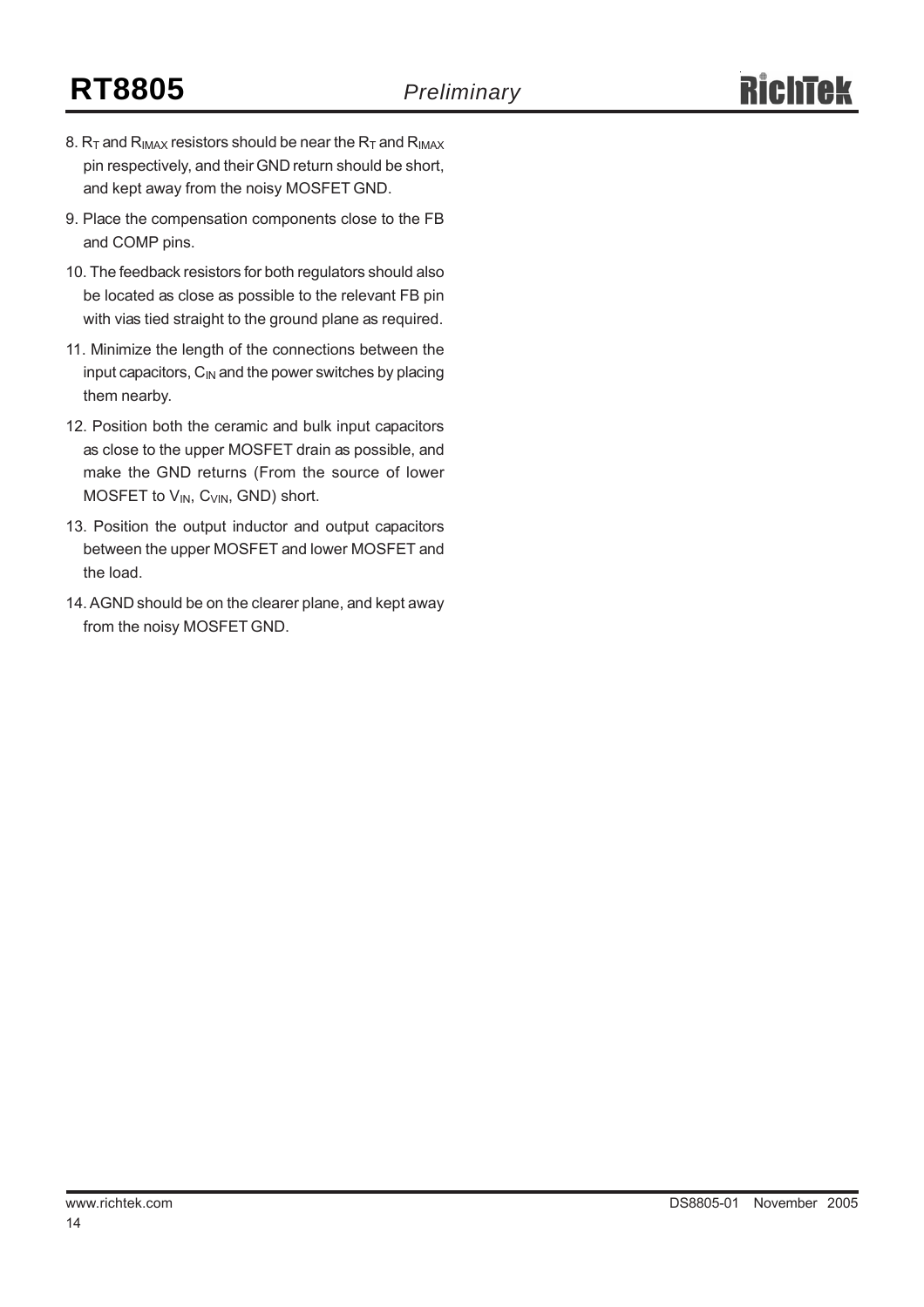8. $R_T$ and $R_{IMAX}$ resistors should be near the $R_T$ and $R_{IMAX}$ pin respectively, and their GND return should be short, and kept away from the noisy MOSFET GND.

9. Place the compensation components close to the FB and COMP pins.

10. The feedback resistors for both regulators should also be located as close as possible to the relevant FB pin with vias tied straight to the ground plane as required.

11. Minimize the length of the connections between the input capacitors, $C_{IN}$ and the power switches by placing them nearby.

12. Position both the ceramic and bulk input capacitors as close to the upper MOSFET drain as possible, and make the GND returns (From the source of lower MOSFET to $V_{IN}$, $C_{VIN}$, GND) short.

13. Position the output inductor and output capacitors between the upper MOSFET and lower MOSFET and the load.

14. AGND should be on the clearer plane, and kept away from the noisy MOSFET GND.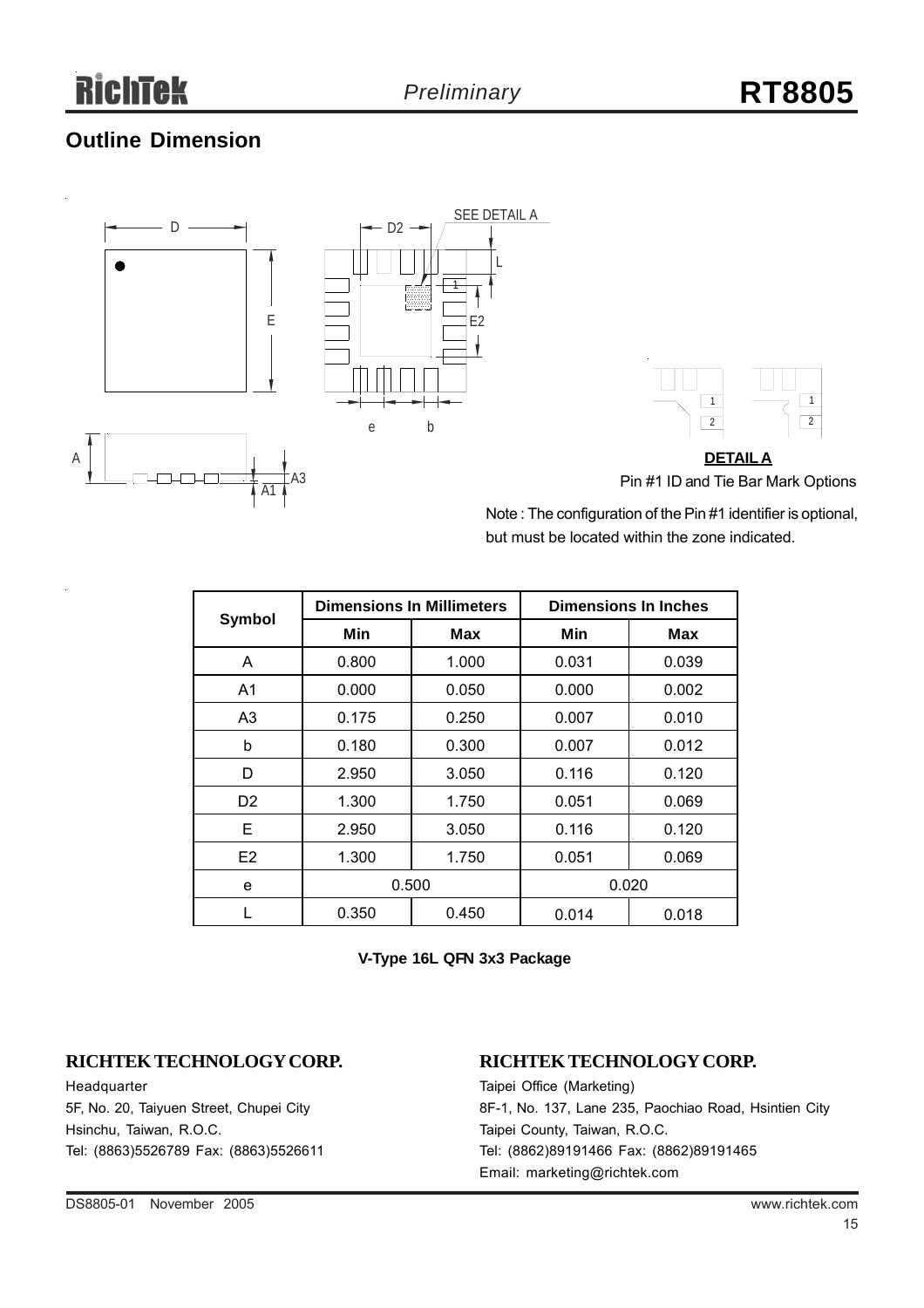## Outline Dimension

SEE DETAIL A

D

D2

L

E

E2

1

e

b

A

A3

A1

1

2

1

2

**DETAIL A**

Pin #1 ID and Tie Bar Mark Options

Note : The configuration of the Pin #1 identifier is optional, but must be located within the zone indicated.

| Symbol | Dimensions In Millimeters | | Dimensions In Inches | |
|---|---|---|---|---|
| | Min | Max | Min | Max |
| A | 0.800 | 1.000 | 0.031 | 0.039 |
| A1 | 0.000 | 0.050 | 0.000 | 0.002 |
| A3 | 0.175 | 0.250 | 0.007 | 0.010 |
| b | 0.180 | 0.300 | 0.007 | 0.012 |
| D | 2.950 | 3.050 | 0.116 | 0.120 |
| D2 | 1.300 | 1.750 | 0.051 | 0.069 |
| E | 2.950 | 3.050 | 0.116 | 0.120 |
| E2 | 1.300 | 1.750 | 0.051 | 0.069 |
| e | 0.500 | | 0.020 | |
| L | 0.350 | 0.450 | 0.014 | 0.018 |

**V-Type 16L QFN 3x3 Package**

**RICHTEK TECHNOLOGY CORP.**

Headquarter
5F, No. 20, Taiyuen Street, Chupei City
Hsinchu, Taiwan, R.O.C.
Tel: (8863)5526789 Fax: (8863)5526611

**RICHTEK TECHNOLOGY CORP.**

Taipei Office (Marketing)
8F-1, No. 137, Lane 235, Paochiao Road, Hsintien City
Taipei County, Taiwan, R.O.C.
Tel: (8862)89191466 Fax: (8862)89191465
Email: marketing@richtek.com